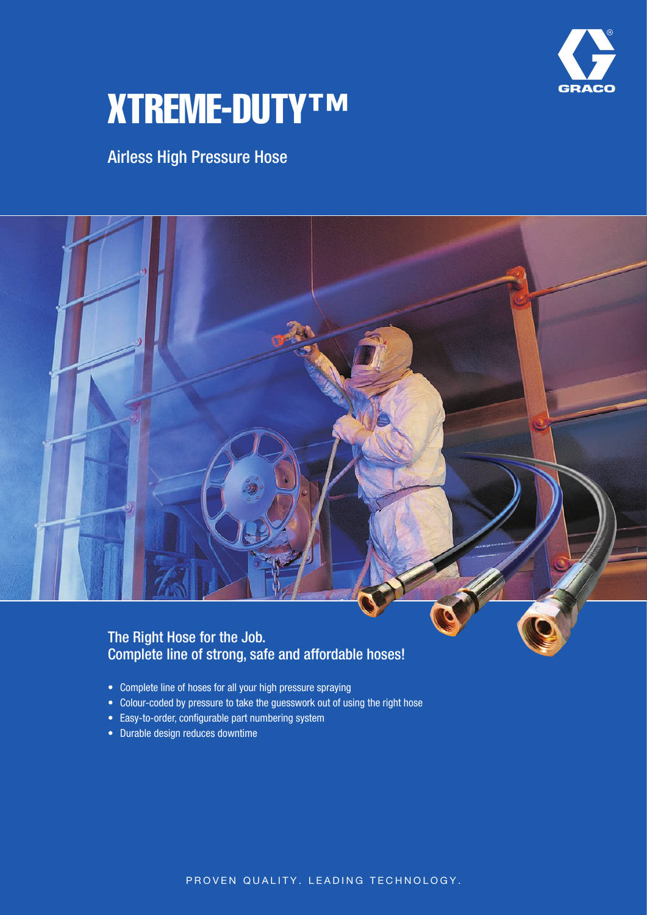# XTREME-DUTY™

## Airless High Pressure Hose

### The Right Hose for the Job.
### Complete line of strong, safe and affordable hoses!

- Complete line of hoses for all your high pressure spraying
- Colour-coded by pressure to take the guesswork out of using the right hose
- Easy-to-order, configurable part numbering system
- Durable design reduces downtime

PROVEN QUALITY. LEADING TECHNOLOGY.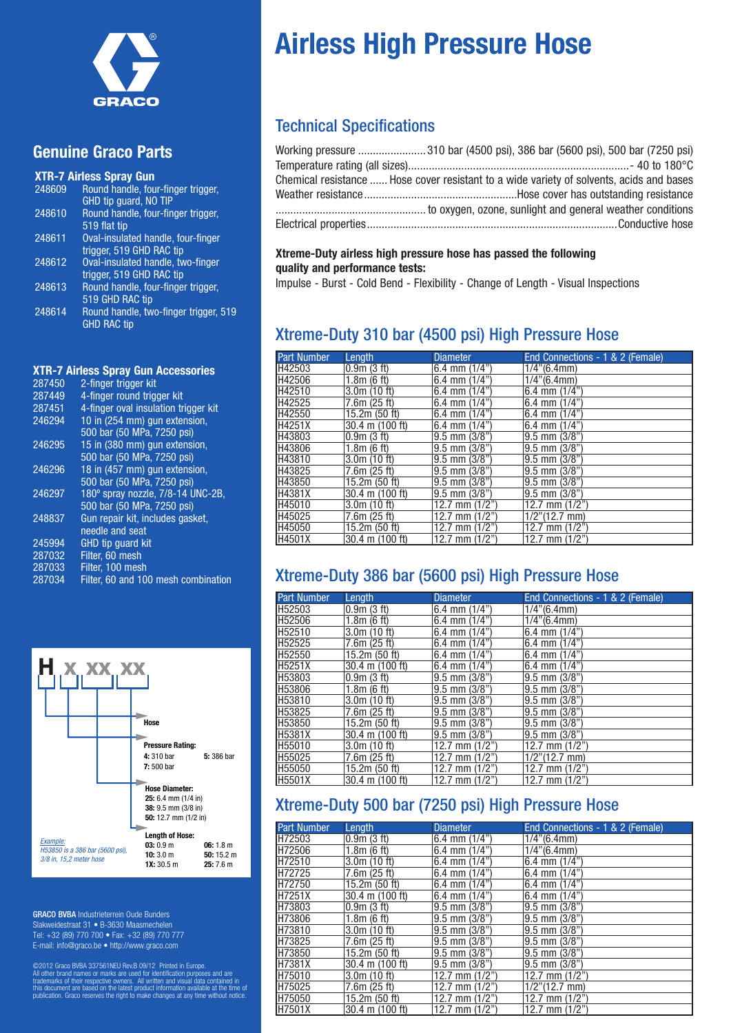# Genuine Graco Parts

### XTR-7 Airless Spray Gun

| | |
|---|---|
| 248609 | Round handle, four-finger trigger, GHD tip guard, NO TIP |
| 248610 | Round handle, four-finger trigger, 519 flat tip |
| 248611 | Oval-insulated handle, four-finger trigger, 519 GHD RAC tip |
| 248612 | Oval-insulated handle, two-finger trigger, 519 GHD RAC tip |
| 248613 | Round handle, four-finger trigger, 519 GHD RAC tip |
| 248614 | Round handle, two-finger trigger, 519 GHD RAC tip |

### XTR-7 Airless Spray Gun Accessories

| | |
|---|---|
| 287450 | 2-finger trigger kit |
| 287449 | 4-finger round trigger kit |
| 287451 | 4-finger oval insulation trigger kit |
| 246294 | 10 in (254 mm) gun extension, 500 bar (50 MPa, 7250 psi) |
| 246295 | 15 in (380 mm) gun extension, 500 bar (50 MPa, 7250 psi) |
| 246296 | 18 in (457 mm) gun extension, 500 bar (50 MPa, 7250 psi) |
| 246297 | 180° spray nozzle, 7/8-14 UNC-2B, 500 bar (50 MPa, 7250 psi) |
| 248837 | Gun repair kit, includes gasket, needle and seat |
| 245994 | GHD tip guard kit |
| 287032 | Filter, 60 mesh |
| 287033 | Filter, 100 mesh |
| 287034 | Filter, 60 and 100 mesh combination |

**H X XX XX**

**Hose**

**Pressure Rating:**
**4:** 310 bar
**5:** 386 bar
**7:** 500 bar

**Hose Diameter:**
**25:** 6.4 mm (1/4 in)
**38:** 9.5 mm (3/8 in)
**50:** 12.7 mm (1/2 in)

**Length of Hose:**
**03:** 0.9 m
**06:** 1.8 m
**10:** 3.0 m
**50:** 15.2 m
**1X:** 30.5 m
**25:** 7.6 m

*Example:*
*H53850 is a 386 bar (5600 psi), 3/8 in, 15,2 meter hose*

**GRACO BVBA** Industrieterrein Oude Bunders
Slakweidestraat 31 • B-3630 Maasmechelen
Tel: +32 (89) 770 700 • Fax: +32 (89) 770 777
E-mail: info@graco.be • http://www.graco.com

©2012 Graco BVBA 337561NEU Rev.B 09/12 Printed in Europe.
All other brand names or marks are used for identification purposes and are trademarks of their respective owners. All written and visual data contained in this document are based on the latest product information available at the time of publication. Graco reserves the right to make changes at any time without notice.

# Airless High Pressure Hose

## Technical Specifications

Working pressure ........................ 310 bar (4500 psi), 386 bar (5600 psi), 500 bar (7250 psi)
Temperature rating (all sizes)........................................................................... - 40 to 180°C
Chemical resistance ...... Hose cover resistant to a wide variety of solvents, acids and bases
Weather resistance...................................................Hose cover has outstanding resistance
.................................................. to oxygen, ozone, sunlight and general weather conditions
Electrical properties.....................................................................................Conductive hose

**Xtreme-Duty airless high pressure hose has passed the following quality and performance tests:**
Impulse - Burst - Cold Bend - Flexibility - Change of Length - Visual Inspections

## Xtreme-Duty 310 bar (4500 psi) High Pressure Hose

| Part Number | Length | Diameter | End Connections - 1 & 2 (Female) |
|---|---|---|---|
| H42503 | 0.9m (3 ft) | 6.4 mm (1/4") | 1/4"(6.4mm) |
| H42506 | 1.8m (6 ft) | 6.4 mm (1/4") | 1/4"(6.4mm) |
| H42510 | 3.0m (10 ft) | 6.4 mm (1/4") | 6.4 mm (1/4") |
| H42525 | 7.6m (25 ft) | 6.4 mm (1/4") | 6.4 mm (1/4") |
| H42550 | 15.2m (50 ft) | 6.4 mm (1/4") | 6.4 mm (1/4") |
| H4251X | 30.4 m (100 ft) | 6.4 mm (1/4") | 6.4 mm (1/4") |
| H43803 | 0.9m (3 ft) | 9.5 mm (3/8") | 9.5 mm (3/8") |
| H43806 | 1.8m (6 ft) | 9.5 mm (3/8") | 9.5 mm (3/8") |
| H43810 | 3.0m (10 ft) | 9.5 mm (3/8") | 9.5 mm (3/8") |
| H43825 | 7.6m (25 ft) | 9.5 mm (3/8") | 9.5 mm (3/8") |
| H43850 | 15.2m (50 ft) | 9.5 mm (3/8") | 9.5 mm (3/8") |
| H4381X | 30.4 m (100 ft) | 9.5 mm (3/8") | 9.5 mm (3/8") |
| H45010 | 3.0m (10 ft) | 12.7 mm (1/2") | 12.7 mm (1/2") |
| H45025 | 7.6m (25 ft) | 12.7 mm (1/2") | 1/2"(12.7 mm) |
| H45050 | 15.2m (50 ft) | 12.7 mm (1/2") | 12.7 mm (1/2") |
| H4501X | 30.4 m (100 ft) | 12.7 mm (1/2") | 12.7 mm (1/2") |

## Xtreme-Duty 386 bar (5600 psi) High Pressure Hose

| Part Number | Length | Diameter | End Connections - 1 & 2 (Female) |
|---|---|---|---|
| H52503 | 0.9m (3 ft) | 6.4 mm (1/4") | 1/4"(6.4mm) |
| H52506 | 1.8m (6 ft) | 6.4 mm (1/4") | 1/4"(6.4mm) |
| H52510 | 3.0m (10 ft) | 6.4 mm (1/4") | 6.4 mm (1/4") |
| H52525 | 7.6m (25 ft) | 6.4 mm (1/4") | 6.4 mm (1/4") |
| H52550 | 15.2m (50 ft) | 6.4 mm (1/4") | 6.4 mm (1/4") |
| H5251X | 30.4 m (100 ft) | 6.4 mm (1/4") | 6.4 mm (1/4") |
| H53803 | 0.9m (3 ft) | 9.5 mm (3/8") | 9.5 mm (3/8") |
| H53806 | 1.8m (6 ft) | 9.5 mm (3/8") | 9.5 mm (3/8") |
| H53810 | 3.0m (10 ft) | 9.5 mm (3/8") | 9.5 mm (3/8") |
| H53825 | 7.6m (25 ft) | 9.5 mm (3/8") | 9.5 mm (3/8") |
| H53850 | 15.2m (50 ft) | 9.5 mm (3/8") | 9.5 mm (3/8") |
| H5381X | 30.4 m (100 ft) | 9.5 mm (3/8") | 9.5 mm (3/8") |
| H55010 | 3.0m (10 ft) | 12.7 mm (1/2") | 12.7 mm (1/2") |
| H55025 | 7.6m (25 ft) | 12.7 mm (1/2") | 1/2"(12.7 mm) |
| H55050 | 15.2m (50 ft) | 12.7 mm (1/2") | 12.7 mm (1/2") |
| H5501X | 30.4 m (100 ft) | 12.7 mm (1/2") | 12.7 mm (1/2") |

## Xtreme-Duty 500 bar (7250 psi) High Pressure Hose

| Part Number | Length | Diameter | End Connections - 1 & 2 (Female) |
|---|---|---|---|
| H72503 | 0.9m (3 ft) | 6.4 mm (1/4") | 1/4"(6.4mm) |
| H72506 | 1.8m (6 ft) | 6.4 mm (1/4") | 1/4"(6.4mm) |
| H72510 | 3.0m (10 ft) | 6.4 mm (1/4") | 6.4 mm (1/4") |
| H72725 | 7.6m (25 ft) | 6.4 mm (1/4") | 6.4 mm (1/4") |
| H72750 | 15.2m (50 ft) | 6.4 mm (1/4") | 6.4 mm (1/4") |
| H7251X | 30.4 m (100 ft) | 6.4 mm (1/4") | 6.4 mm (1/4") |
| H73803 | 0.9m (3 ft) | 9.5 mm (3/8") | 9.5 mm (3/8") |
| H73806 | 1.8m (6 ft) | 9.5 mm (3/8") | 9.5 mm (3/8") |
| H73810 | 3.0m (10 ft) | 9.5 mm (3/8") | 9.5 mm (3/8") |
| H73825 | 7.6m (25 ft) | 9.5 mm (3/8") | 9.5 mm (3/8") |
| H73850 | 15.2m (50 ft) | 9.5 mm (3/8") | 9.5 mm (3/8") |
| H7381X | 30.4 m (100 ft) | 9.5 mm (3/8") | 9.5 mm (3/8") |
| H75010 | 3.0m (10 ft) | 12.7 mm (1/2") | 12.7 mm (1/2") |
| H75025 | 7.6m (25 ft) | 12.7 mm (1/2") | 1/2"(12.7 mm) |
| H75050 | 15.2m (50 ft) | 12.7 mm (1/2") | 12.7 mm (1/2") |
| H7501X | 30.4 m (100 ft) | 12.7 mm (1/2") | 12.7 mm (1/2") |